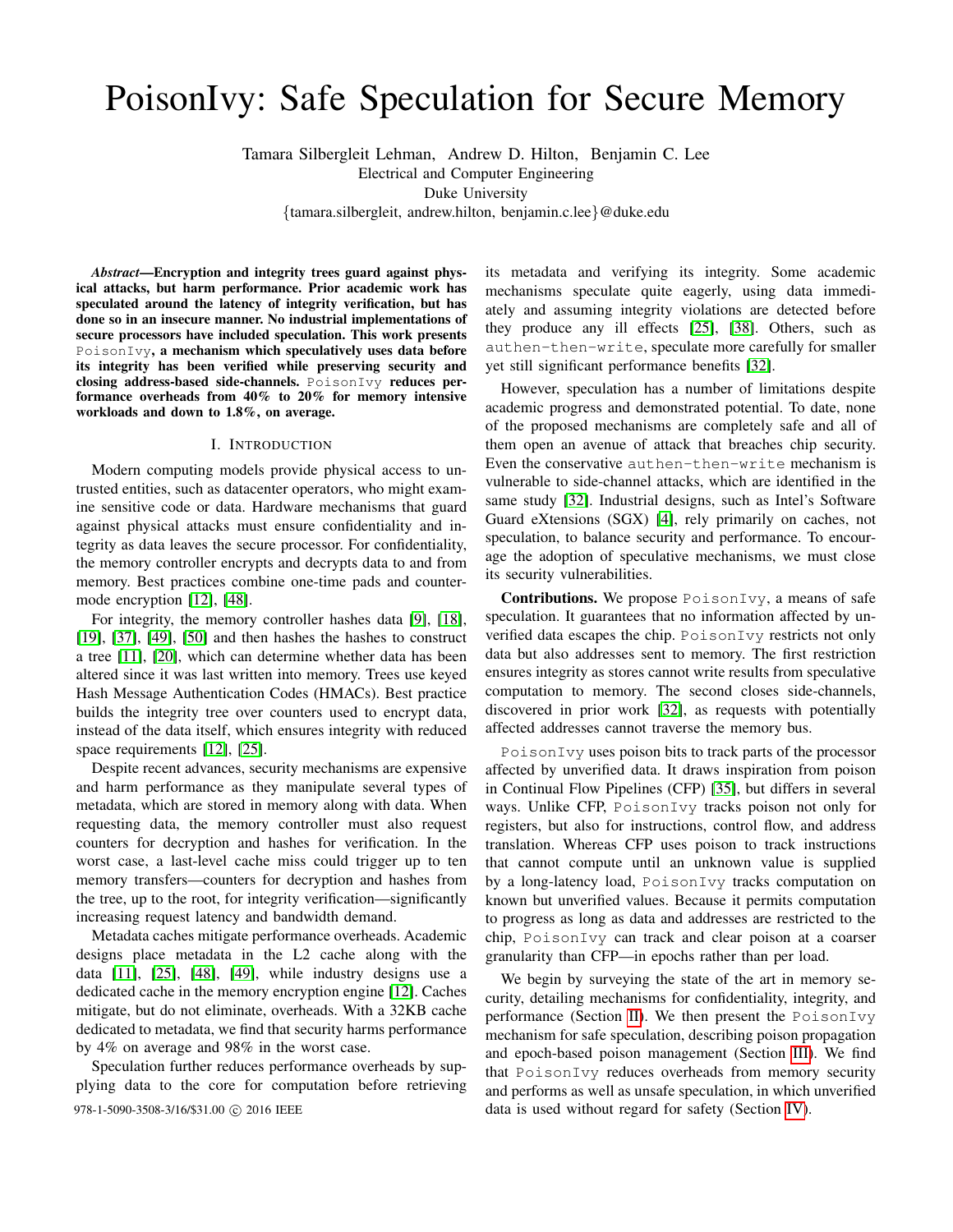# PoisonIvy: Safe Speculation for Secure Memory

Tamara Silbergleit Lehman, Andrew D. Hilton, Benjamin C. Lee
Electrical and Computer Engineering
Duke University
{tamara.silbergleit, andrew.hilton, benjamin.c.lee}@duke.edu

***Abstract*—Encryption and integrity trees guard against physical attacks, but harm performance. Prior academic work has speculated around the latency of integrity verification, but has done so in an insecure manner. No industrial implementations of secure processors have included speculation. This work presents `PoisonIvy`, a mechanism which speculatively uses data before its integrity has been verified while preserving security and closing address-based side-channels. `PoisonIvy` reduces performance overheads from 40% to 20% for memory intensive workloads and down to 1.8%, on average.**

## I. Introduction

Modern computing models provide physical access to untrusted entities, such as datacenter operators, who might examine sensitive code or data. Hardware mechanisms that guard against physical attacks must ensure confidentiality and integrity as data leaves the secure processor. For confidentiality, the memory controller encrypts and decrypts data to and from memory. Best practices combine one-time pads and counter-mode encryption [12], [48].

For integrity, the memory controller hashes data [9], [18], [19], [37], [49], [50] and then hashes the hashes to construct a tree [11], [20], which can determine whether data has been altered since it was last written into memory. Trees use keyed Hash Message Authentication Codes (HMACs). Best practice builds the integrity tree over counters used to encrypt data, instead of the data itself, which ensures integrity with reduced space requirements [12], [25].

Despite recent advances, security mechanisms are expensive and harm performance as they manipulate several types of metadata, which are stored in memory along with data. When requesting data, the memory controller must also request counters for decryption and hashes for verification. In the worst case, a last-level cache miss could trigger up to ten memory transfers—counters for decryption and hashes from the tree, up to the root, for integrity verification—significantly increasing request latency and bandwidth demand.

Metadata caches mitigate performance overheads. Academic designs place metadata in the L2 cache along with the data [11], [25], [48], [49], while industry designs use a dedicated cache in the memory encryption engine [12]. Caches mitigate, but do not eliminate, overheads. With a 32KB cache dedicated to metadata, we find that security harms performance by 4% on average and 98% in the worst case.

Speculation further reduces performance overheads by supplying data to the core for computation before retrieving its metadata and verifying its integrity. Some academic mechanisms speculate quite eagerly, using data immediately and assuming integrity violations are detected before they produce any ill effects [25], [38]. Others, such as `authen-then-write`, speculate more carefully for smaller yet still significant performance benefits [32].

However, speculation has a number of limitations despite academic progress and demonstrated potential. To date, none of the proposed mechanisms are completely safe and all of them open an avenue of attack that breaches chip security. Even the conservative `authen-then-write` mechanism is vulnerable to side-channel attacks, which are identified in the same study [32]. Industrial designs, such as Intel's Software Guard eXtensions (SGX) [4], rely primarily on caches, not speculation, to balance security and performance. To encourage the adoption of speculative mechanisms, we must close its security vulnerabilities.

**Contributions.** We propose `PoisonIvy`, a means of safe speculation. It guarantees that no information affected by unverified data escapes the chip. `PoisonIvy` restricts not only data but also addresses sent to memory. The first restriction ensures integrity as stores cannot write results from speculative computation to memory. The second closes side-channels, discovered in prior work [32], as requests with potentially affected addresses cannot traverse the memory bus.

`PoisonIvy` uses poison bits to track parts of the processor affected by unverified data. It draws inspiration from poison in Continual Flow Pipelines (CFP) [35], but differs in several ways. Unlike CFP, `PoisonIvy` tracks poison not only for registers, but also for instructions, control flow, and address translation. Whereas CFP uses poison to track instructions that cannot compute until an unknown value is supplied by a long-latency load, `PoisonIvy` tracks computation on known but unverified values. Because it permits computation to progress as long as data and addresses are restricted to the chip, `PoisonIvy` can track and clear poison at a coarser granularity than CFP—in epochs rather than per load.

We begin by surveying the state of the art in memory security, detailing mechanisms for confidentiality, integrity, and performance (Section II). We then present the `PoisonIvy` mechanism for safe speculation, describing poison propagation and epoch-based poison management (Section III). We find that `PoisonIvy` reduces overheads from memory security and performs as well as unsafe speculation, in which unverified data is used without regard for safety (Section IV).

978-1-5090-3508-3/16/$31.00 © 2016 IEEE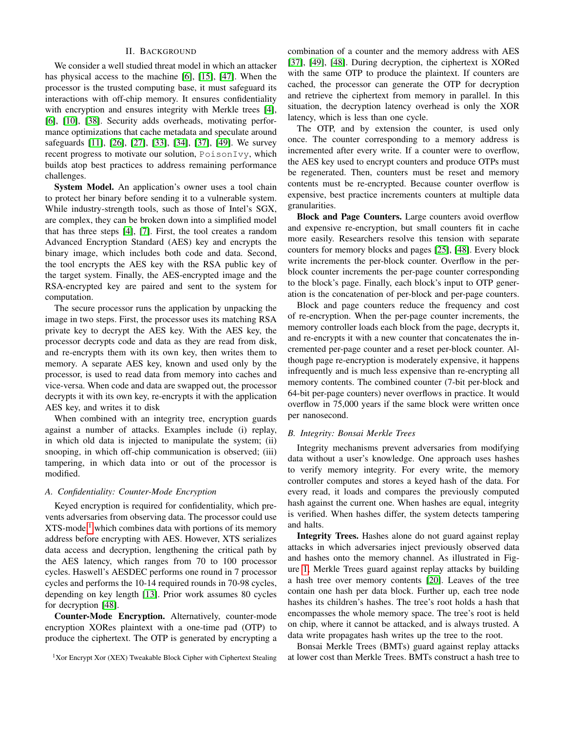## II. Background

We consider a well studied threat model in which an attacker has physical access to the machine [6], [15], [47]. When the processor is the trusted computing base, it must safeguard its interactions with off-chip memory. It ensures confidentiality with encryption and ensures integrity with Merkle trees [4], [6], [10], [38]. Security adds overheads, motivating performance optimizations that cache metadata and speculate around safeguards [11], [26], [27], [33], [34], [37], [49]. We survey recent progress to motivate our solution, `PoisonIvy`, which builds atop best practices to address remaining performance challenges.

**System Model.** An application's owner uses a tool chain to protect her binary before sending it to a vulnerable system. While industry-strength tools, such as those of Intel's SGX, are complex, they can be broken down into a simplified model that has three steps [4], [7]. First, the tool creates a random Advanced Encryption Standard (AES) key and encrypts the binary image, which includes both code and data. Second, the tool encrypts the AES key with the RSA public key of the target system. Finally, the AES-encrypted image and the RSA-encrypted key are paired and sent to the system for computation.

The secure processor runs the application by unpacking the image in two steps. First, the processor uses its matching RSA private key to decrypt the AES key. With the AES key, the processor decrypts code and data as they are read from disk, and re-encrypts them with its own key, then writes them to memory. A separate AES key, known and used only by the processor, is used to read data from memory into caches and vice-versa. When code and data are swapped out, the processor decrypts it with its own key, re-encrypts it with the application AES key, and writes it to disk

When combined with an integrity tree, encryption guards against a number of attacks. Examples include (i) replay, in which old data is injected to manipulate the system; (ii) snooping, in which off-chip communication is observed; (iii) tampering, in which data into or out of the processor is modified.

### A. Confidentiality: Counter-Mode Encryption

Keyed encryption is required for confidentiality, which prevents adversaries from observing data. The processor could use XTS-mode[1] which combines data with portions of its memory address before encrypting with AES. However, XTS serializes data access and decryption, lengthening the critical path by the AES latency, which ranges from 70 to 100 processor cycles. Haswell's AESDEC performs one round in 7 processor cycles and performs the 10-14 required rounds in 70-98 cycles, depending on key length [13]. Prior work assumes 80 cycles for decryption [48].

**Counter-Mode Encryption.** Alternatively, counter-mode encryption XORes plaintext with a one-time pad (OTP) to produce the ciphertext. The OTP is generated by encrypting a combination of a counter and the memory address with AES [37], [49], [48]. During decryption, the ciphertext is XORed with the same OTP to produce the plaintext. If counters are cached, the processor can generate the OTP for decryption and retrieve the ciphertext from memory in parallel. In this situation, the decryption latency overhead is only the XOR latency, which is less than one cycle.

The OTP, and by extension the counter, is used only once. The counter corresponding to a memory address is incremented after every write. If a counter were to overflow, the AES key used to encrypt counters and produce OTPs must be regenerated. Then, counters must be reset and memory contents must be re-encrypted. Because counter overflow is expensive, best practice increments counters at multiple data granularities.

**Block and Page Counters.** Large counters avoid overflow and expensive re-encryption, but small counters fit in cache more easily. Researchers resolve this tension with separate counters for memory blocks and pages [25], [48]. Every block write increments the per-block counter. Overflow in the per-block counter increments the per-page counter corresponding to the block's page. Finally, each block's input to OTP generation is the concatenation of per-block and per-page counters.

Block and page counters reduce the frequency and cost of re-encryption. When the per-page counter increments, the memory controller loads each block from the page, decrypts it, and re-encrypts it with a new counter that concatenates the incremented per-page counter and a reset per-block counter. Although page re-encryption is moderately expensive, it happens infrequently and is much less expensive than re-encrypting all memory contents. The combined counter (7-bit per-block and 64-bit per-page counters) never overflows in practice. It would overflow in 75,000 years if the same block were written once per nanosecond.

### B. Integrity: Bonsai Merkle Trees

Integrity mechanisms prevent adversaries from modifying data without a user's knowledge. One approach uses hashes to verify memory integrity. For every write, the memory controller computes and stores a keyed hash of the data. For every read, it loads and compares the previously computed hash against the current one. When hashes are equal, integrity is verified. When hashes differ, the system detects tampering and halts.

**Integrity Trees.** Hashes alone do not guard against replay attacks in which adversaries inject previously observed data and hashes onto the memory channel. As illustrated in Figure 1, Merkle Trees guard against replay attacks by building a hash tree over memory contents [20]. Leaves of the tree contain one hash per data block. Further up, each tree node hashes its children's hashes. The tree's root holds a hash that encompasses the whole memory space. The tree's root is held on chip, where it cannot be attacked, and is always trusted. A data write propagates hash writes up the tree to the root.

Bonsai Merkle Trees (BMTs) guard against replay attacks at lower cost than Merkle Trees. BMTs construct a hash tree to

[1] Xor Encrypt Xor (XEX) Tweakable Block Cipher with Ciphertext Stealing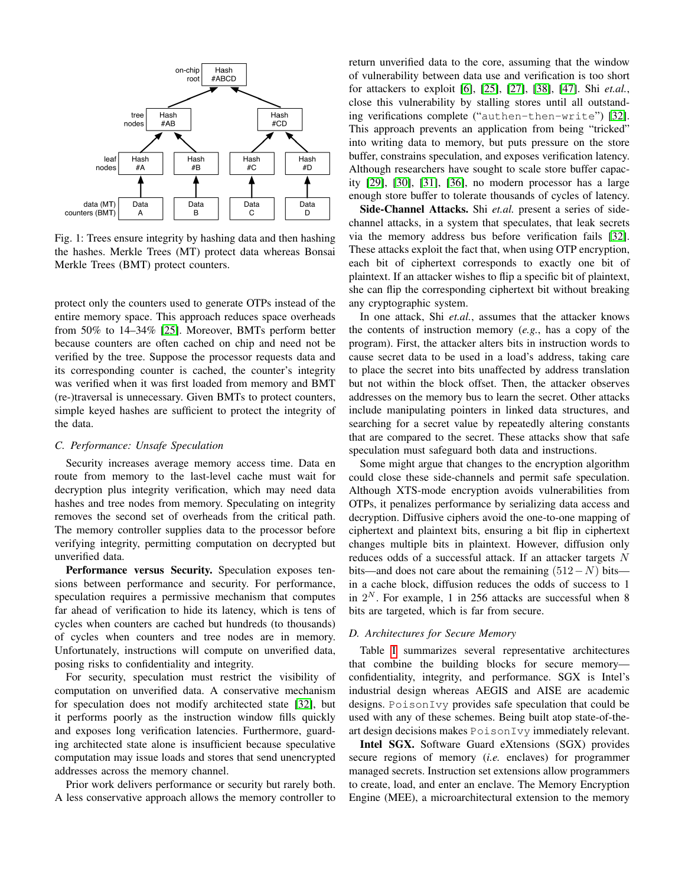Fig. 1: Trees ensure integrity by hashing data and then hashing the hashes. Merkle Trees (MT) protect data whereas Bonsai Merkle Trees (BMT) protect counters.

protect only the counters used to generate OTPs instead of the entire memory space. This approach reduces space overheads from 50% to 14–34% [25]. Moreover, BMTs perform better because counters are often cached on chip and need not be verified by the tree. Suppose the processor requests data and its corresponding counter is cached, the counter's integrity was verified when it was first loaded from memory and BMT (re-)traversal is unnecessary. Given BMTs to protect counters, simple keyed hashes are sufficient to protect the integrity of the data.

### *C. Performance: Unsafe Speculation*

Security increases average memory access time. Data en route from memory to the last-level cache must wait for decryption plus integrity verification, which may need data hashes and tree nodes from memory. Speculating on integrity removes the second set of overheads from the critical path. The memory controller supplies data to the processor before verifying integrity, permitting computation on decrypted but unverified data.

**Performance versus Security.** Speculation exposes tensions between performance and security. For performance, speculation requires a permissive mechanism that computes far ahead of verification to hide its latency, which is tens of cycles when counters are cached but hundreds (to thousands) of cycles when counters and tree nodes are in memory. Unfortunately, instructions will compute on unverified data, posing risks to confidentiality and integrity.

For security, speculation must restrict the visibility of computation on unverified data. A conservative mechanism for speculation does not modify architected state [32], but it performs poorly as the instruction window fills quickly and exposes long verification latencies. Furthermore, guarding architected state alone is insufficient because speculative computation may issue loads and stores that send unencrypted addresses across the memory channel.

Prior work delivers performance or security but rarely both. A less conservative approach allows the memory controller to return unverified data to the core, assuming that the window of vulnerability between data use and verification is too short for attackers to exploit [6], [25], [27], [38], [47]. Shi *et.al.*, close this vulnerability by stalling stores until all outstanding verifications complete (“authen-then-write”) [32]. This approach prevents an application from being “tricked” into writing data to memory, but puts pressure on the store buffer, constrains speculation, and exposes verification latency. Although researchers have sought to scale store buffer capacity [29], [30], [31], [36], no modern processor has a large enough store buffer to tolerate thousands of cycles of latency.

**Side-Channel Attacks.** Shi *et.al.* present a series of side-channel attacks, in a system that speculates, that leak secrets via the memory address bus before verification fails [32]. These attacks exploit the fact that, when using OTP encryption, each bit of ciphertext corresponds to exactly one bit of plaintext. If an attacker wishes to flip a specific bit of plaintext, she can flip the corresponding ciphertext bit without breaking any cryptographic system.

In one attack, Shi *et.al.*, assumes that the attacker knows the contents of instruction memory (*e.g.*, has a copy of the program). First, the attacker alters bits in instruction words to cause secret data to be used in a load's address, taking care to place the secret into bits unaffected by address translation but not within the block offset. Then, the attacker observes addresses on the memory bus to learn the secret. Other attacks include manipulating pointers in linked data structures, and searching for a secret value by repeatedly altering constants that are compared to the secret. These attacks show that safe speculation must safeguard both data and instructions.

Some might argue that changes to the encryption algorithm could close these side-channels and permit safe speculation. Although XTS-mode encryption avoids vulnerabilities from OTPs, it penalizes performance by serializing data access and decryption. Diffusive ciphers avoid the one-to-one mapping of ciphertext and plaintext bits, ensuring a bit flip in ciphertext changes multiple bits in plaintext. However, diffusion only reduces odds of a successful attack. If an attacker targets $N$ bits—and does not care about the remaining $(512-N)$ bits—in a cache block, diffusion reduces the odds of success to 1 in $2^N$. For example, 1 in 256 attacks are successful when 8 bits are targeted, which is far from secure.

### *D. Architectures for Secure Memory*

Table I summarizes several representative architectures that combine the building blocks for secure memory—confidentiality, integrity, and performance. SGX is Intel's industrial design whereas AEGIS and AISE are academic designs. `PoisonIvy` provides safe speculation that could be used with any of these schemes. Being built atop state-of-the-art design decisions makes `PoisonIvy` immediately relevant.

**Intel SGX.** Software Guard eXtensions (SGX) provides secure regions of memory (*i.e.* enclaves) for programmer managed secrets. Instruction set extensions allow programmers to create, load, and enter an enclave. The Memory Encryption Engine (MEE), a microarchitectural extension to the memory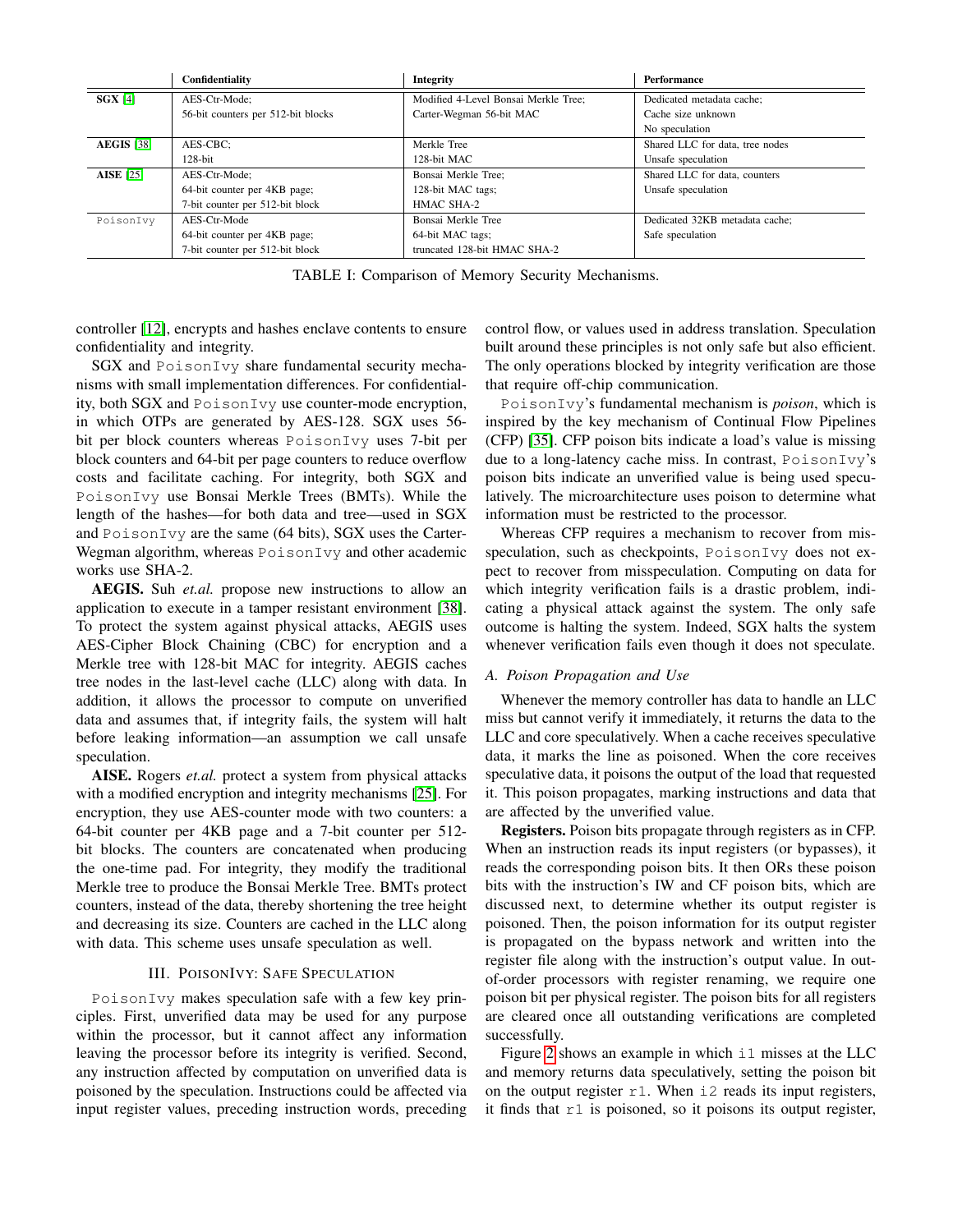| | Confidentiality | Integrity | Performance |
|---|---|---|---|
| **SGX** [4] | AES-Ctr-Mode;<br>56-bit counters per 512-bit blocks | Modified 4-Level Bonsai Merkle Tree;<br>Carter-Wegman 56-bit MAC | Dedicated metadata cache;<br>Cache size unknown<br>No speculation |
| **AEGIS** [38] | AES-CBC;<br>128-bit | Merkle Tree<br>128-bit MAC | Shared LLC for data, tree nodes<br>Unsafe speculation |
| **AISE** [25] | AES-Ctr-Mode;<br>64-bit counter per 4KB page;<br>7-bit counter per 512-bit block | Bonsai Merkle Tree;<br>128-bit MAC tags;<br>HMAC SHA-2 | Shared LLC for data, counters<br>Unsafe speculation |
| PoisonIvy | AES-Ctr-Mode<br>64-bit counter per 4KB page;<br>7-bit counter per 512-bit block | Bonsai Merkle Tree<br>64-bit MAC tags;<br>truncated 128-bit HMAC SHA-2 | Dedicated 32KB metadata cache;<br>Safe speculation |

TABLE I: Comparison of Memory Security Mechanisms.

controller [12], encrypts and hashes enclave contents to ensure confidentiality and integrity.

SGX and PoisonIvy share fundamental security mechanisms with small implementation differences. For confidentiality, both SGX and PoisonIvy use counter-mode encryption, in which OTPs are generated by AES-128. SGX uses 56-bit per block counters whereas PoisonIvy uses 7-bit per block counters and 64-bit per page counters to reduce overflow costs and facilitate caching. For integrity, both SGX and PoisonIvy use Bonsai Merkle Trees (BMTs). While the length of the hashes—for both data and tree—used in SGX and PoisonIvy are the same (64 bits), SGX uses the Carter-Wegman algorithm, whereas PoisonIvy and other academic works use SHA-2.

**AEGIS.** Suh *et.al.* propose new instructions to allow an application to execute in a tamper resistant environment [38]. To protect the system against physical attacks, AEGIS uses AES-Cipher Block Chaining (CBC) for encryption and a Merkle tree with 128-bit MAC for integrity. AEGIS caches tree nodes in the last-level cache (LLC) along with data. In addition, it allows the processor to compute on unverified data and assumes that, if integrity fails, the system will halt before leaking information—an assumption we call unsafe speculation.

**AISE.** Rogers *et.al.* protect a system from physical attacks with a modified encryption and integrity mechanisms [25]. For encryption, they use AES-counter mode with two counters: a 64-bit counter per 4KB page and a 7-bit counter per 512-bit blocks. The counters are concatenated when producing the one-time pad. For integrity, they modify the traditional Merkle tree to produce the Bonsai Merkle Tree. BMTs protect counters, instead of the data, thereby shortening the tree height and decreasing its size. Counters are cached in the LLC along with data. This scheme uses unsafe speculation as well.

## III. PoisonIvy: Safe Speculation

PoisonIvy makes speculation safe with a few key principles. First, unverified data may be used for any purpose within the processor, but it cannot affect any information leaving the processor before its integrity is verified. Second, any instruction affected by computation on unverified data is poisoned by the speculation. Instructions could be affected via input register values, preceding instruction words, preceding control flow, or values used in address translation. Speculation built around these principles is not only safe but also efficient. The only operations blocked by integrity verification are those that require off-chip communication.

PoisonIvy's fundamental mechanism is *poison*, which is inspired by the key mechanism of Continual Flow Pipelines (CFP) [35]. CFP poison bits indicate a load's value is missing due to a long-latency cache miss. In contrast, PoisonIvy's poison bits indicate an unverified value is being used speculatively. The microarchitecture uses poison to determine what information must be restricted to the processor.

Whereas CFP requires a mechanism to recover from misspeculation, such as checkpoints, PoisonIvy does not expect to recover from misspeculation. Computing on data for which integrity verification fails is a drastic problem, indicating a physical attack against the system. The only safe outcome is halting the system. Indeed, SGX halts the system whenever verification fails even though it does not speculate.

### A. Poison Propagation and Use

Whenever the memory controller has data to handle an LLC miss but cannot verify it immediately, it returns the data to the LLC and core speculatively. When a cache receives speculative data, it marks the line as poisoned. When the core receives speculative data, it poisons the output of the load that requested it. This poison propagates, marking instructions and data that are affected by the unverified value.

**Registers.** Poison bits propagate through registers as in CFP. When an instruction reads its input registers (or bypasses), it reads the corresponding poison bits. It then ORs these poison bits with the instruction's IW and CF poison bits, which are discussed next, to determine whether its output register is poisoned. Then, the poison information for its output register is propagated on the bypass network and written into the register file along with the instruction's output value. In out-of-order processors with register renaming, we require one poison bit per physical register. The poison bits for all registers are cleared once all outstanding verifications are completed successfully.

Figure 2 shows an example in which i1 misses at the LLC and memory returns data speculatively, setting the poison bit on the output register r1. When i2 reads its input registers, it finds that r1 is poisoned, so it poisons its output register,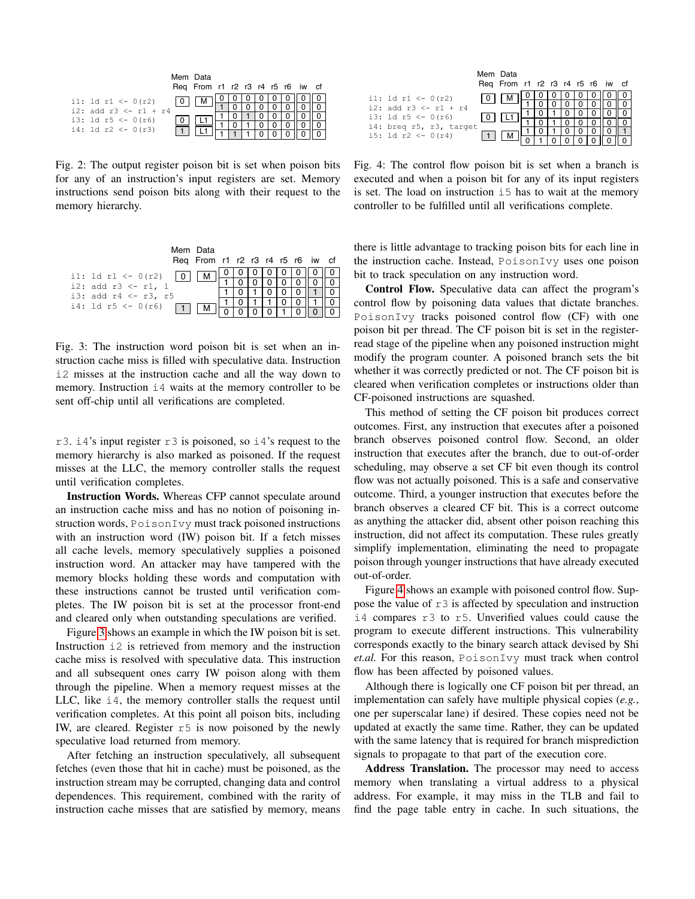| | Mem Req | Data From | r1 | r2 | r3 | r4 | r5 | r6 | iw | cf |
|---|---|---|---|---|---|---|---|---|---|---|
| | | | 0 | 0 | 0 | 0 | 0 | 0 | 0 | 0 |
| i1: ld r1 <- 0(r2) | 0 | M | 1 | 0 | 0 | 0 | 0 | 0 | 0 | 0 |
| i2: add r3 <- r1 + r4 | | | 1 | 0 | 1 | 0 | 0 | 0 | 0 | 0 |
| i3: ld r5 <- 0(r6) | 0 | L1 | 1 | 0 | 1 | 0 | 0 | 0 | 0 | 0 |
| i4: ld r2 <- 0(r3) | 1 | L1 | 1 | 1 | 1 | 0 | 0 | 0 | 0 | 0 |

Fig. 2: The output register poison bit is set when poison bits for any of an instruction's input registers are set. Memory instructions send poison bits along with their request to the memory hierarchy.

| | Mem Req | Data From | r1 | r2 | r3 | r4 | r5 | r6 | iw | cf |
|---|---|---|---|---|---|---|---|---|---|---|
| | | | 0 | 0 | 0 | 0 | 0 | 0 | 0 | 0 |
| i1: ld r1 <- 0(r2) | 0 | M | 1 | 0 | 0 | 0 | 0 | 0 | 0 | 0 |
| i2: add r3 <- r1, 1 | | | 1 | 0 | 1 | 0 | 0 | 0 | 1 | 0 |
| i3: add r4 <- r3, r5 | | | 1 | 0 | 1 | 1 | 0 | 0 | 1 | 0 |
| i4: ld r5 <- 0(r6) | 1 | M | 0 | 0 | 0 | 0 | 1 | 0 | 0 | 0 |

Fig. 3: The instruction word poison bit is set when an instruction cache miss is filled with speculative data. Instruction i2 misses at the instruction cache and all the way down to memory. Instruction i4 waits at the memory controller to be sent off-chip until all verifications are completed.

r3. i4's input register r3 is poisoned, so i4's request to the memory hierarchy is also marked as poisoned. If the request misses at the LLC, the memory controller stalls the request until verification completes.

**Instruction Words.** Whereas CFP cannot speculate around an instruction cache miss and has no notion of poisoning instruction words, PoisonIvy must track poisoned instructions with an instruction word (IW) poison bit. If a fetch misses all cache levels, memory speculatively supplies a poisoned instruction word. An attacker may have tampered with the memory blocks holding these words and computation with these instructions cannot be trusted until verification completes. The IW poison bit is set at the processor front-end and cleared only when outstanding speculations are verified.

Figure 3 shows an example in which the IW poison bit is set. Instruction i2 is retrieved from memory and the instruction cache miss is resolved with speculative data. This instruction and all subsequent ones carry IW poison along with them through the pipeline. When a memory request misses at the LLC, like i4, the memory controller stalls the request until verification completes. At this point all poison bits, including IW, are cleared. Register r5 is now poisoned by the newly speculative load returned from memory.

After fetching an instruction speculatively, all subsequent fetches (even those that hit in cache) must be poisoned, as the instruction stream may be corrupted, changing data and control dependences. This requirement, combined with the rarity of instruction cache misses that are satisfied by memory, means there is little advantage to tracking poison bits for each line in the instruction cache. Instead, PoisonIvy uses one poison bit to track speculation on any instruction word.

| | Mem Req | Data From | r1 | r2 | r3 | r4 | r5 | r6 | iw | cf |
|---|---|---|---|---|---|---|---|---|---|---|
| | | | 0 | 0 | 0 | 0 | 0 | 0 | 0 | 0 |
| i1: ld r1 <- 0(r2) | 0 | M | 1 | 0 | 0 | 0 | 0 | 0 | 0 | 0 |
| i2: add r3 <- r1 + r4 | | | 1 | 0 | 1 | 0 | 0 | 0 | 0 | 0 |
| i3: ld r5 <- 0(r6) | 0 | L1 | 1 | 0 | 1 | 0 | 0 | 0 | 0 | 0 |
| i4: breq r5, r3, target | | | 1 | 0 | 1 | 0 | 0 | 0 | 0 | 1 |
| i5: ld r2 <- 0(r4) | 1 | M | 0 | 1 | 0 | 0 | 0 | 0 | 0 | 0 |

Fig. 4: The control flow poison bit is set when a branch is executed and when a poison bit for any of its input registers is set. The load on instruction i5 has to wait at the memory controller to be fulfilled until all verifications complete.

**Control Flow.** Speculative data can affect the program's control flow by poisoning data values that dictate branches. PoisonIvy tracks poisoned control flow (CF) with one poison bit per thread. The CF poison bit is set in the register-read stage of the pipeline when any poisoned instruction might modify the program counter. A poisoned branch sets the bit whether it was correctly predicted or not. The CF poison bit is cleared when verification completes or instructions older than CF-poisoned instructions are squashed.

This method of setting the CF poison bit produces correct outcomes. First, any instruction that executes after a poisoned branch observes poisoned control flow. Second, an older instruction that executes after the branch, due to out-of-order scheduling, may observe a set CF bit even though its control flow was not actually poisoned. This is a safe and conservative outcome. Third, a younger instruction that executes before the branch observes a cleared CF bit. This is a correct outcome as anything the attacker did, absent other poison reaching this instruction, did not affect its computation. These rules greatly simplify implementation, eliminating the need to propagate poison through younger instructions that have already executed out-of-order.

Figure 4 shows an example with poisoned control flow. Suppose the value of r3 is affected by speculation and instruction i4 compares r3 to r5. Unverified values could cause the program to execute different instructions. This vulnerability corresponds exactly to the binary search attack devised by Shi *et.al.* For this reason, PoisonIvy must track when control flow has been affected by poisoned values.

Although there is logically one CF poison bit per thread, an implementation can safely have multiple physical copies (*e.g.*, one per superscalar lane) if desired. These copies need not be updated at exactly the same time. Rather, they can be updated with the same latency that is required for branch misprediction signals to propagate to that part of the execution core.

**Address Translation.** The processor may need to access memory when translating a virtual address to a physical address. For example, it may miss in the TLB and fail to find the page table entry in cache. In such situations, the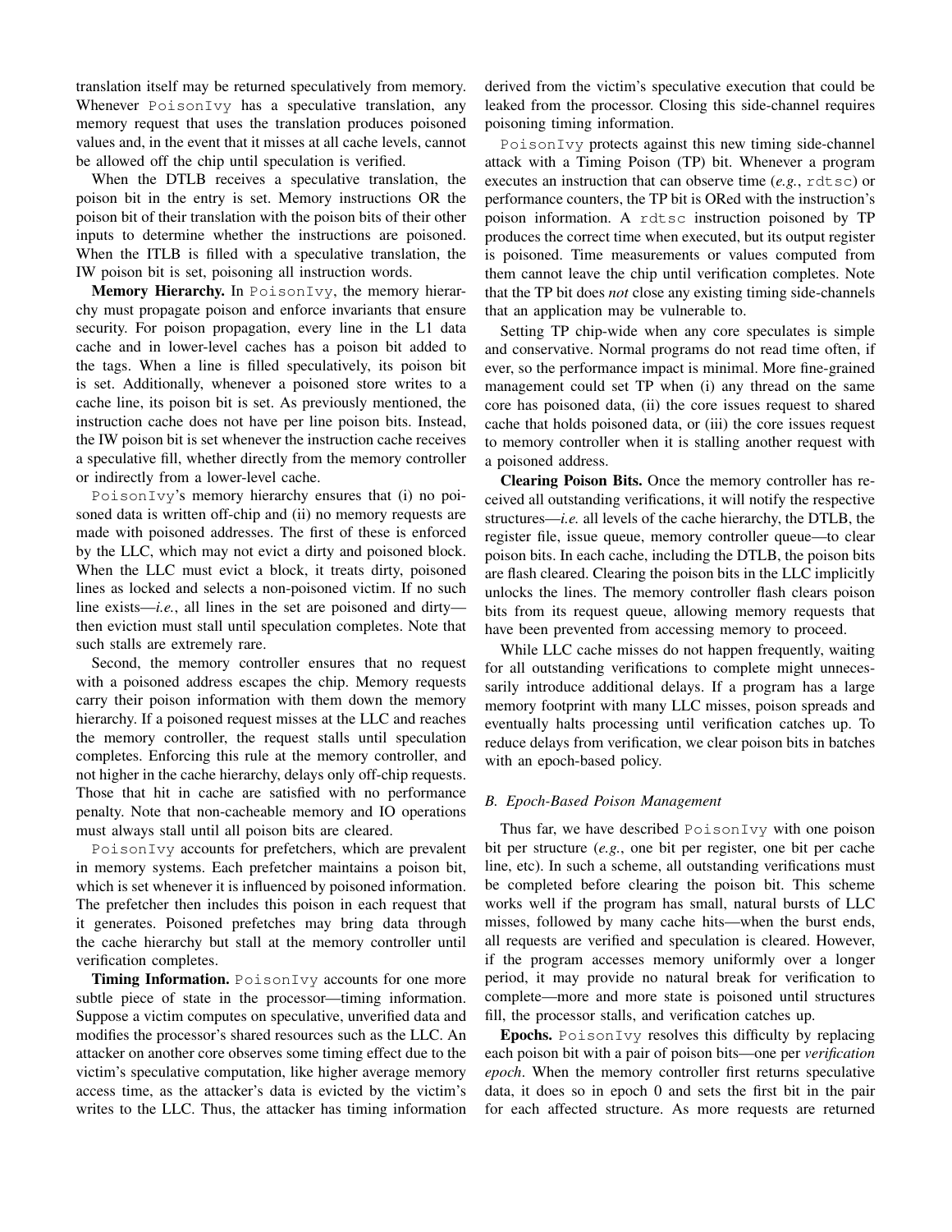translation itself may be returned speculatively from memory. Whenever PoisonIvy has a speculative translation, any memory request that uses the translation produces poisoned values and, in the event that it misses at all cache levels, cannot be allowed off the chip until speculation is verified.

When the DTLB receives a speculative translation, the poison bit in the entry is set. Memory instructions OR the poison bit of their translation with the poison bits of their other inputs to determine whether the instructions are poisoned. When the ITLB is filled with a speculative translation, the IW poison bit is set, poisoning all instruction words.

**Memory Hierarchy.** In PoisonIvy, the memory hierarchy must propagate poison and enforce invariants that ensure security. For poison propagation, every line in the L1 data cache and in lower-level caches has a poison bit added to the tags. When a line is filled speculatively, its poison bit is set. Additionally, whenever a poisoned store writes to a cache line, its poison bit is set. As previously mentioned, the instruction cache does not have per line poison bits. Instead, the IW poison bit is set whenever the instruction cache receives a speculative fill, whether directly from the memory controller or indirectly from a lower-level cache.

PoisonIvy's memory hierarchy ensures that (i) no poisoned data is written off-chip and (ii) no memory requests are made with poisoned addresses. The first of these is enforced by the LLC, which may not evict a dirty and poisoned block. When the LLC must evict a block, it treats dirty, poisoned lines as locked and selects a non-poisoned victim. If no such line exists—*i.e.*, all lines in the set are poisoned and dirty—then eviction must stall until speculation completes. Note that such stalls are extremely rare.

Second, the memory controller ensures that no request with a poisoned address escapes the chip. Memory requests carry their poison information with them down the memory hierarchy. If a poisoned request misses at the LLC and reaches the memory controller, the request stalls until speculation completes. Enforcing this rule at the memory controller, and not higher in the cache hierarchy, delays only off-chip requests. Those that hit in cache are satisfied with no performance penalty. Note that non-cacheable memory and IO operations must always stall until all poison bits are cleared.

PoisonIvy accounts for prefetchers, which are prevalent in memory systems. Each prefetcher maintains a poison bit, which is set whenever it is influenced by poisoned information. The prefetcher then includes this poison in each request that it generates. Poisoned prefetches may bring data through the cache hierarchy but stall at the memory controller until verification completes.

**Timing Information.** PoisonIvy accounts for one more subtle piece of state in the processor—timing information. Suppose a victim computes on speculative, unverified data and modifies the processor's shared resources such as the LLC. An attacker on another core observes some timing effect due to the victim's speculative computation, like higher average memory access time, as the attacker's data is evicted by the victim's writes to the LLC. Thus, the attacker has timing information derived from the victim's speculative execution that could be leaked from the processor. Closing this side-channel requires poisoning timing information.

PoisonIvy protects against this new timing side-channel attack with a Timing Poison (TP) bit. Whenever a program executes an instruction that can observe time (*e.g.*, rdtsc) or performance counters, the TP bit is ORed with the instruction's poison information. A rdtsc instruction poisoned by TP produces the correct time when executed, but its output register is poisoned. Time measurements or values computed from them cannot leave the chip until verification completes. Note that the TP bit does *not* close any existing timing side-channels that an application may be vulnerable to.

Setting TP chip-wide when any core speculates is simple and conservative. Normal programs do not read time often, if ever, so the performance impact is minimal. More fine-grained management could set TP when (i) any thread on the same core has poisoned data, (ii) the core issues request to shared cache that holds poisoned data, or (iii) the core issues request to memory controller when it is stalling another request with a poisoned address.

**Clearing Poison Bits.** Once the memory controller has received all outstanding verifications, it will notify the respective structures—*i.e.* all levels of the cache hierarchy, the DTLB, the register file, issue queue, memory controller queue—to clear poison bits. In each cache, including the DTLB, the poison bits are flash cleared. Clearing the poison bits in the LLC implicitly unlocks the lines. The memory controller flash clears poison bits from its request queue, allowing memory requests that have been prevented from accessing memory to proceed.

While LLC cache misses do not happen frequently, waiting for all outstanding verifications to complete might unnecessarily introduce additional delays. If a program has a large memory footprint with many LLC misses, poison spreads and eventually halts processing until verification catches up. To reduce delays from verification, we clear poison bits in batches with an epoch-based policy.

### B. Epoch-Based Poison Management

Thus far, we have described PoisonIvy with one poison bit per structure (*e.g.*, one bit per register, one bit per cache line, etc). In such a scheme, all outstanding verifications must be completed before clearing the poison bit. This scheme works well if the program has small, natural bursts of LLC misses, followed by many cache hits—when the burst ends, all requests are verified and speculation is cleared. However, if the program accesses memory uniformly over a longer period, it may provide no natural break for verification to complete—more and more state is poisoned until structures fill, the processor stalls, and verification catches up.

**Epochs.** PoisonIvy resolves this difficulty by replacing each poison bit with a pair of poison bits—one per *verification epoch*. When the memory controller first returns speculative data, it does so in epoch 0 and sets the first bit in the pair for each affected structure. As more requests are returned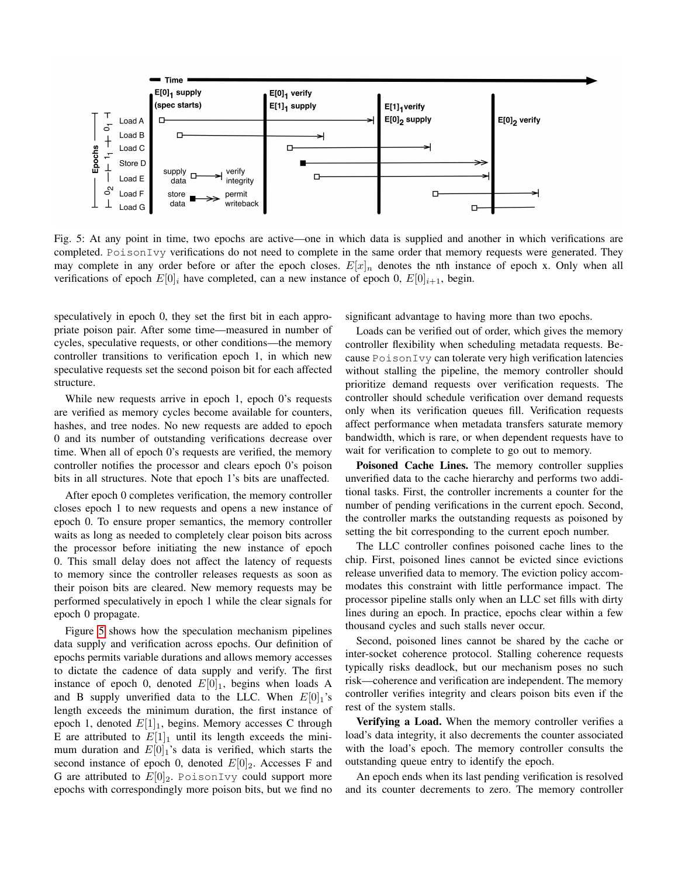Fig. 5: At any point in time, two epochs are active—one in which data is supplied and another in which verifications are completed. PoisonIvy verifications do not need to complete in the same order that memory requests were generated. They may complete in any order before or after the epoch closes. $E[x]_n$ denotes the nth instance of epoch x. Only when all verifications of epoch $E[0]_i$ have completed, can a new instance of epoch 0, $E[0]_{i+1}$, begin.

speculatively in epoch 0, they set the first bit in each appropriate poison pair. After some time—measured in number of cycles, speculative requests, or other conditions—the memory controller transitions to verification epoch 1, in which new speculative requests set the second poison bit for each affected structure.

While new requests arrive in epoch 1, epoch 0's requests are verified as memory cycles become available for counters, hashes, and tree nodes. No new requests are added to epoch 0 and its number of outstanding verifications decrease over time. When all of epoch 0's requests are verified, the memory controller notifies the processor and clears epoch 0's poison bits in all structures. Note that epoch 1's bits are unaffected.

After epoch 0 completes verification, the memory controller closes epoch 1 to new requests and opens a new instance of epoch 0. To ensure proper semantics, the memory controller waits as long as needed to completely clear poison bits across the processor before initiating the new instance of epoch 0. This small delay does not affect the latency of requests to memory since the controller releases requests as soon as their poison bits are cleared. New memory requests may be performed speculatively in epoch 1 while the clear signals for epoch 0 propagate.

Figure 5 shows how the speculation mechanism pipelines data supply and verification across epochs. Our definition of epochs permits variable durations and allows memory accesses to dictate the cadence of data supply and verify. The first instance of epoch 0, denoted $E[0]_1$, begins when loads A and B supply unverified data to the LLC. When $E[0]_1$'s length exceeds the minimum duration, the first instance of epoch 1, denoted $E[1]_1$, begins. Memory accesses C through E are attributed to $E[1]_1$ until its length exceeds the minimum duration and $E[0]_1$'s data is verified, which starts the second instance of epoch 0, denoted $E[0]_2$. Accesses F and G are attributed to $E[0]_2$. PoisonIvy could support more epochs with correspondingly more poison bits, but we find no significant advantage to having more than two epochs.

Loads can be verified out of order, which gives the memory controller flexibility when scheduling metadata requests. Because PoisonIvy can tolerate very high verification latencies without stalling the pipeline, the memory controller should prioritize demand requests over verification requests. The controller should schedule verification over demand requests only when its verification queues fill. Verification requests affect performance when metadata transfers saturate memory bandwidth, which is rare, or when dependent requests have to wait for verification to complete to go out to memory.

**Poisoned Cache Lines.** The memory controller supplies unverified data to the cache hierarchy and performs two additional tasks. First, the controller increments a counter for the number of pending verifications in the current epoch. Second, the controller marks the outstanding requests as poisoned by setting the bit corresponding to the current epoch number.

The LLC controller confines poisoned cache lines to the chip. First, poisoned lines cannot be evicted since evictions release unverified data to memory. The eviction policy accommodates this constraint with little performance impact. The processor pipeline stalls only when an LLC set fills with dirty lines during an epoch. In practice, epochs clear within a few thousand cycles and such stalls never occur.

Second, poisoned lines cannot be shared by the cache or inter-socket coherence protocol. Stalling coherence requests typically risks deadlock, but our mechanism poses no such risk—coherence and verification are independent. The memory controller verifies integrity and clears poison bits even if the rest of the system stalls.

**Verifying a Load.** When the memory controller verifies a load's data integrity, it also decrements the counter associated with the load's epoch. The memory controller consults the outstanding queue entry to identify the epoch.

An epoch ends when its last pending verification is resolved and its counter decrements to zero. The memory controller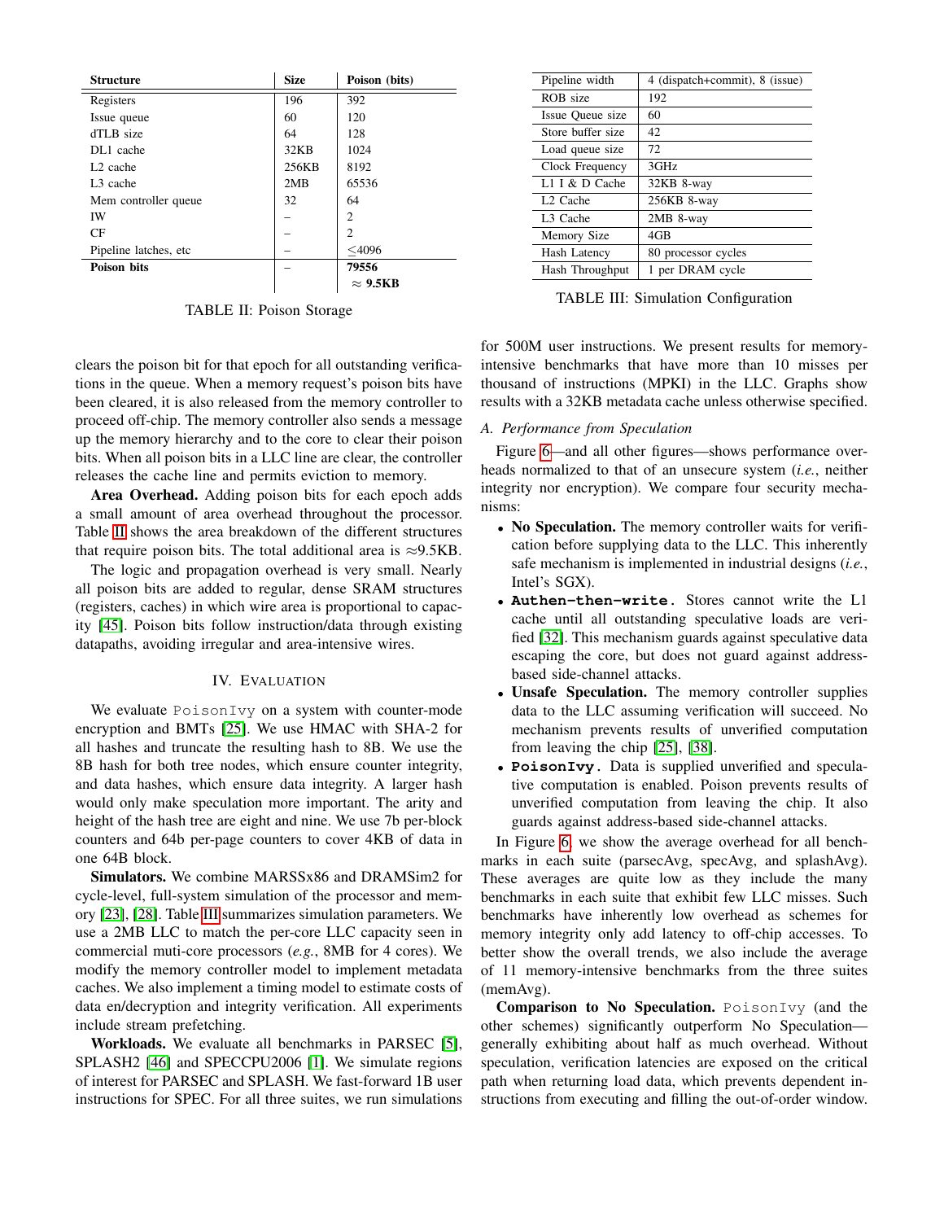| Structure | Size | Poison (bits) |
|---|---|---|
| Registers | 196 | 392 |
| Issue queue | 60 | 120 |
| dTLB size | 64 | 128 |
| DL1 cache | 32KB | 1024 |
| L2 cache | 256KB | 8192 |
| L3 cache | 2MB | 65536 |
| Mem controller queue | 32 | 64 |
| IW | – | 2 |
| CF | – | 2 |
| Pipeline latches, etc | – | ≤4096 |
| **Poison bits** | – | **79556** |
| | | **≈ 9.5KB** |

TABLE II: Poison Storage

| Pipeline width | 4 (dispatch+commit), 8 (issue) |
|---|---|
| ROB size | 192 |
| Issue Queue size | 60 |
| Store buffer size | 42 |
| Load queue size | 72 |
| Clock Frequency | 3GHz |
| L1 I & D Cache | 32KB 8-way |
| L2 Cache | 256KB 8-way |
| L3 Cache | 2MB 8-way |
| Memory Size | 4GB |
| Hash Latency | 80 processor cycles |
| Hash Throughput | 1 per DRAM cycle |

TABLE III: Simulation Configuration

clears the poison bit for that epoch for all outstanding verifications in the queue. When a memory request's poison bits have been cleared, it is also released from the memory controller to proceed off-chip. The memory controller also sends a message up the memory hierarchy and to the core to clear their poison bits. When all poison bits in a LLC line are clear, the controller releases the cache line and permits eviction to memory.

**Area Overhead.** Adding poison bits for each epoch adds a small amount of area overhead throughout the processor. Table II shows the area breakdown of the different structures that require poison bits. The total additional area is ≈9.5KB.

The logic and propagation overhead is very small. Nearly all poison bits are added to regular, dense SRAM structures (registers, caches) in which wire area is proportional to capacity [45]. Poison bits follow instruction/data through existing datapaths, avoiding irregular and area-intensive wires.

## IV. Evaluation

We evaluate PoisonIvy on a system with counter-mode encryption and BMTs [25]. We use HMAC with SHA-2 for all hashes and truncate the resulting hash to 8B. We use the 8B hash for both tree nodes, which ensure counter integrity, and data hashes, which ensure data integrity. A larger hash would only make speculation more important. The arity and height of the hash tree are eight and nine. We use 7b per-block counters and 64b per-page counters to cover 4KB of data in one 64B block.

**Simulators.** We combine MARSSx86 and DRAMSim2 for cycle-level, full-system simulation of the processor and memory [23], [28]. Table III summarizes simulation parameters. We use a 2MB LLC to match the per-core LLC capacity seen in commercial muti-core processors (*e.g.*, 8MB for 4 cores). We modify the memory controller model to implement metadata caches. We also implement a timing model to estimate costs of data en/decryption and integrity verification. All experiments include stream prefetching.

**Workloads.** We evaluate all benchmarks in PARSEC [5], SPLASH2 [46] and SPECCPU2006 [1]. We simulate regions of interest for PARSEC and SPLASH. We fast-forward 1B user instructions for SPEC. For all three suites, we run simulations for 500M user instructions. We present results for memory-intensive benchmarks that have more than 10 misses per thousand of instructions (MPKI) in the LLC. Graphs show results with a 32KB metadata cache unless otherwise specified.

### A. Performance from Speculation

Figure 6—and all other figures—shows performance overheads normalized to that of an unsecure system (*i.e.*, neither integrity nor encryption). We compare four security mechanisms:

- **No Speculation.** The memory controller waits for verification before supplying data to the LLC. This inherently safe mechanism is implemented in industrial designs (*i.e.*, Intel's SGX).
- **Authen-then-write.** Stores cannot write the L1 cache until all outstanding speculative loads are verified [32]. This mechanism guards against speculative data escaping the core, but does not guard against address-based side-channel attacks.
- **Unsafe Speculation.** The memory controller supplies data to the LLC assuming verification will succeed. No mechanism prevents results of unverified computation from leaving the chip [25], [38].
- **PoisonIvy.** Data is supplied unverified and speculative computation is enabled. Poison prevents results of unverified computation from leaving the chip. It also guards against address-based side-channel attacks.

In Figure 6, we show the average overhead for all benchmarks in each suite (parsecAvg, specAvg, and splashAvg). These averages are quite low as they include the many benchmarks in each suite that exhibit few LLC misses. Such benchmarks have inherently low overhead as schemes for memory integrity only add latency to off-chip accesses. To better show the overall trends, we also include the average of 11 memory-intensive benchmarks from the three suites (memAvg).

**Comparison to No Speculation.** PoisonIvy (and the other schemes) significantly outperform No Speculation—generally exhibiting about half as much overhead. Without speculation, verification latencies are exposed on the critical path when returning load data, which prevents dependent instructions from executing and filling the out-of-order window.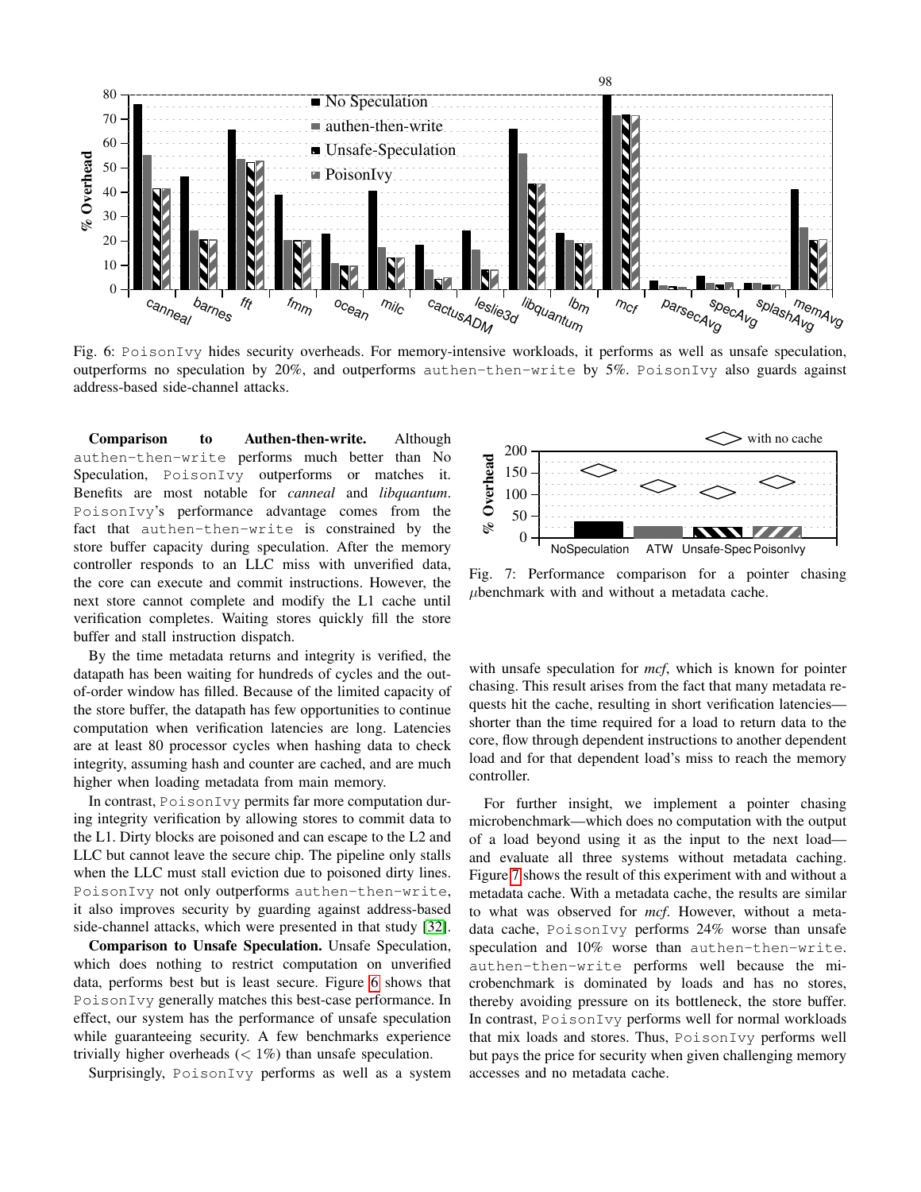Fig. 6: PoisonIvy hides security overheads. For memory-intensive workloads, it performs as well as unsafe speculation, outperforms no speculation by 20%, and outperforms authen-then-write by 5%. PoisonIvy also guards against address-based side-channel attacks.

**Comparison to Authen-then-write.** Although authen-then-write performs much better than No Speculation, PoisonIvy outperforms or matches it. Benefits are most notable for *canneal* and *libquantum*. PoisonIvy's performance advantage comes from the fact that authen-then-write is constrained by the store buffer capacity during speculation. After the memory controller responds to an LLC miss with unverified data, the core can execute and commit instructions. However, the next store cannot complete and modify the L1 cache until verification completes. Waiting stores quickly fill the store buffer and stall instruction dispatch.

By the time metadata returns and integrity is verified, the datapath has been waiting for hundreds of cycles and the out-of-order window has filled. Because of the limited capacity of the store buffer, the datapath has few opportunities to continue computation when verification latencies are long. Latencies are at least 80 processor cycles when hashing data to check integrity, assuming hash and counter are cached, and are much higher when loading metadata from main memory.

In contrast, PoisonIvy permits far more computation during integrity verification by allowing stores to commit data to the L1. Dirty blocks are poisoned and can escape to the L2 and LLC but cannot leave the secure chip. The pipeline only stalls when the LLC must stall eviction due to poisoned dirty lines. PoisonIvy not only outperforms authen-then-write, it also improves security by guarding against address-based side-channel attacks, which were presented in that study [32].

**Comparison to Unsafe Speculation.** Unsafe Speculation, which does nothing to restrict computation on unverified data, performs best but is least secure. Figure 6 shows that PoisonIvy generally matches this best-case performance. In effect, our system has the performance of unsafe speculation while guaranteeing security. A few benchmarks experience trivially higher overheads ($< 1\%$) than unsafe speculation.

Surprisingly, PoisonIvy performs as well as a system with unsafe speculation for *mcf*, which is known for pointer chasing. This result arises from the fact that many metadata requests hit the cache, resulting in short verification latencies—shorter than the time required for a load to return data to the core, flow through dependent instructions to another dependent load and for that dependent load's miss to reach the memory controller.

For further insight, we implement a pointer chasing microbenchmark—which does no computation with the output of a load beyond using it as the input to the next load—and evaluate all three systems without metadata caching. Figure 7 shows the result of this experiment with and without a metadata cache. With a metadata cache, the results are similar to what was observed for *mcf*. However, without a metadata cache, PoisonIvy performs 24% worse than unsafe speculation and 10% worse than authen-then-write. authen-then-write performs well because the microbenchmark is dominated by loads and has no stores, thereby avoiding pressure on its bottleneck, the store buffer. In contrast, PoisonIvy performs well for normal workloads that mix loads and stores. Thus, PoisonIvy performs well but pays the price for security when given challenging memory accesses and no metadata cache.

Fig. 7: Performance comparison for a pointer chasing $\mu$benchmark with and without a metadata cache.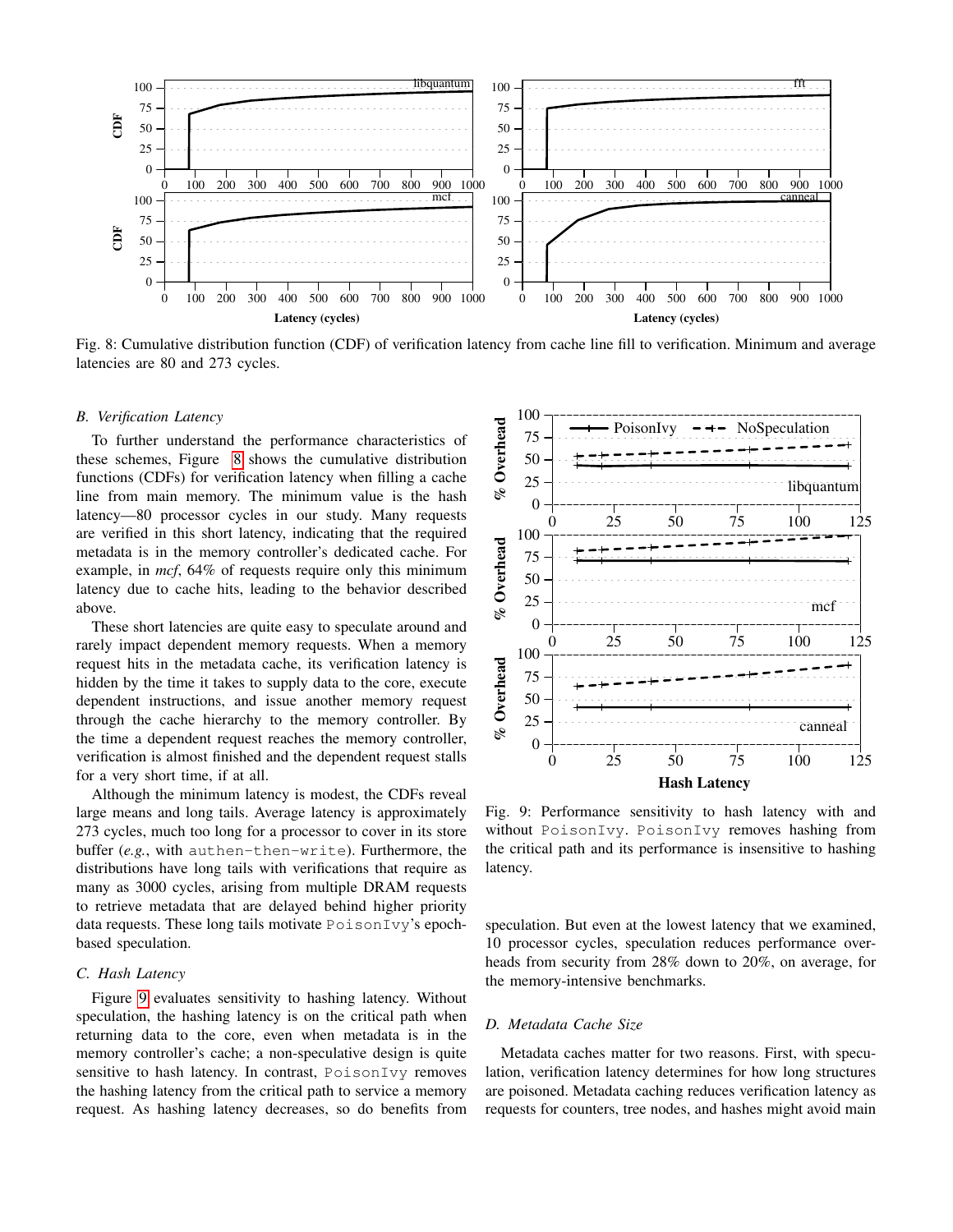Fig. 8: Cumulative distribution function (CDF) of verification latency from cache line fill to verification. Minimum and average latencies are 80 and 273 cycles.

### B. Verification Latency

To further understand the performance characteristics of these schemes, Figure 8 shows the cumulative distribution functions (CDFs) for verification latency when filling a cache line from main memory. The minimum value is the hash latency—80 processor cycles in our study. Many requests are verified in this short latency, indicating that the required metadata is in the memory controller's dedicated cache. For example, in *mcf*, 64% of requests require only this minimum latency due to cache hits, leading to the behavior described above.

These short latencies are quite easy to speculate around and rarely impact dependent memory requests. When a memory request hits in the metadata cache, its verification latency is hidden by the time it takes to supply data to the core, execute dependent instructions, and issue another memory request through the cache hierarchy to the memory controller. By the time a dependent request reaches the memory controller, verification is almost finished and the dependent request stalls for a very short time, if at all.

Although the minimum latency is modest, the CDFs reveal large means and long tails. Average latency is approximately 273 cycles, much too long for a processor to cover in its store buffer (*e.g.*, with `authen-then-write`). Furthermore, the distributions have long tails with verifications that require as many as 3000 cycles, arising from multiple DRAM requests to retrieve metadata that are delayed behind higher priority data requests. These long tails motivate `PoisonIvy`'s epoch-based speculation.

### C. Hash Latency

Figure 9 evaluates sensitivity to hashing latency. Without speculation, the hashing latency is on the critical path when returning data to the core, even when metadata is in the memory controller's cache; a non-speculative design is quite sensitive to hash latency. In contrast, `PoisonIvy` removes the hashing latency from the critical path to service a memory request. As hashing latency decreases, so do benefits from speculation. But even at the lowest latency that we examined, 10 processor cycles, speculation reduces performance overheads from security from 28% down to 20%, on average, for the memory-intensive benchmarks.

Fig. 9: Performance sensitivity to hash latency with and without `PoisonIvy`. `PoisonIvy` removes hashing from the critical path and its performance is insensitive to hashing latency.

### D. Metadata Cache Size

Metadata caches matter for two reasons. First, with speculation, verification latency determines for how long structures are poisoned. Metadata caching reduces verification latency as requests for counters, tree nodes, and hashes might avoid main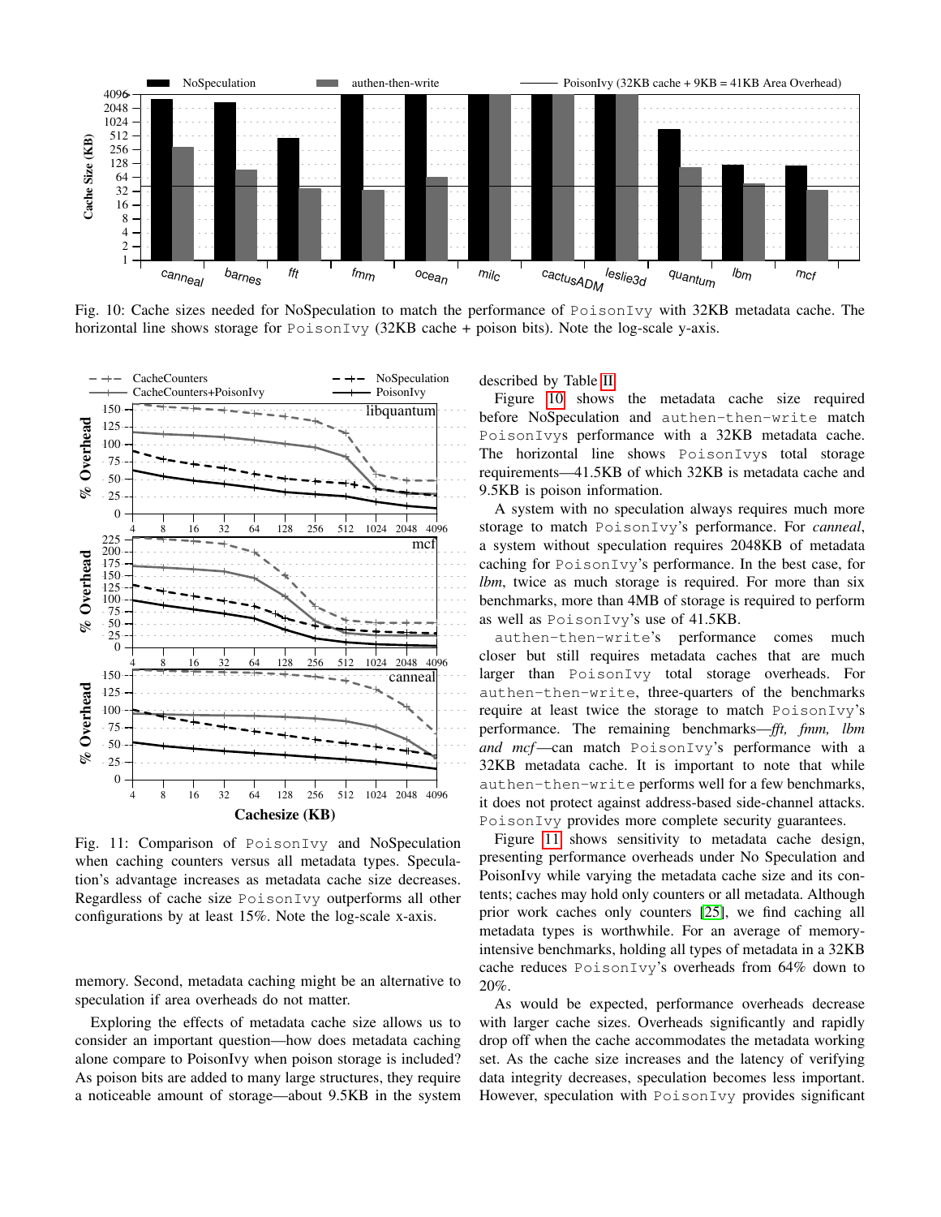Fig. 10: Cache sizes needed for NoSpeculation to match the performance of PoisonIvy with 32KB metadata cache. The horizontal line shows storage for PoisonIvy (32KB cache + poison bits). Note the log-scale y-axis.

Fig. 11: Comparison of PoisonIvy and NoSpeculation when caching counters versus all metadata types. Speculation's advantage increases as metadata cache size decreases. Regardless of cache size PoisonIvy outperforms all other configurations by at least 15%. Note the log-scale x-axis.

memory. Second, metadata caching might be an alternative to speculation if area overheads do not matter.

Exploring the effects of metadata cache size allows us to consider an important question—how does metadata caching alone compare to PoisonIvy when poison storage is included? As poison bits are added to many large structures, they require a noticeable amount of storage—about 9.5KB in the system described by Table II.

Figure 10 shows the metadata cache size required before NoSpeculation and authen-then-write match PoisonIvys performance with a 32KB metadata cache. The horizontal line shows PoisonIvys total storage requirements—41.5KB of which 32KB is metadata cache and 9.5KB is poison information.

A system with no speculation always requires much more storage to match PoisonIvy's performance. For *canneal*, a system without speculation requires 2048KB of metadata caching for PoisonIvy's performance. In the best case, for *lbm*, twice as much storage is required. For more than six benchmarks, more than 4MB of storage is required to perform as well as PoisonIvy's use of 41.5KB.

authen-then-write's performance comes much closer but still requires metadata caches that are much larger than PoisonIvy total storage overheads. For authen-then-write, three-quarters of the benchmarks require at least twice the storage to match PoisonIvy's performance. The remaining benchmarks—*fft, fmm, lbm and mcf*—can match PoisonIvy's performance with a 32KB metadata cache. It is important to note that while authen-then-write performs well for a few benchmarks, it does not protect against address-based side-channel attacks. PoisonIvy provides more complete security guarantees.

Figure 11 shows sensitivity to metadata cache design, presenting performance overheads under No Speculation and PoisonIvy while varying the metadata cache size and its contents; caches may hold only counters or all metadata. Although prior work caches only counters [25], we find caching all metadata types is worthwhile. For an average of memory-intensive benchmarks, holding all types of metadata in a 32KB cache reduces PoisonIvy's overheads from 64% down to 20%.

As would be expected, performance overheads decrease with larger cache sizes. Overheads significantly and rapidly drop off when the cache accommodates the metadata working set. As the cache size increases and the latency of verifying data integrity decreases, speculation becomes less important. However, speculation with PoisonIvy provides significant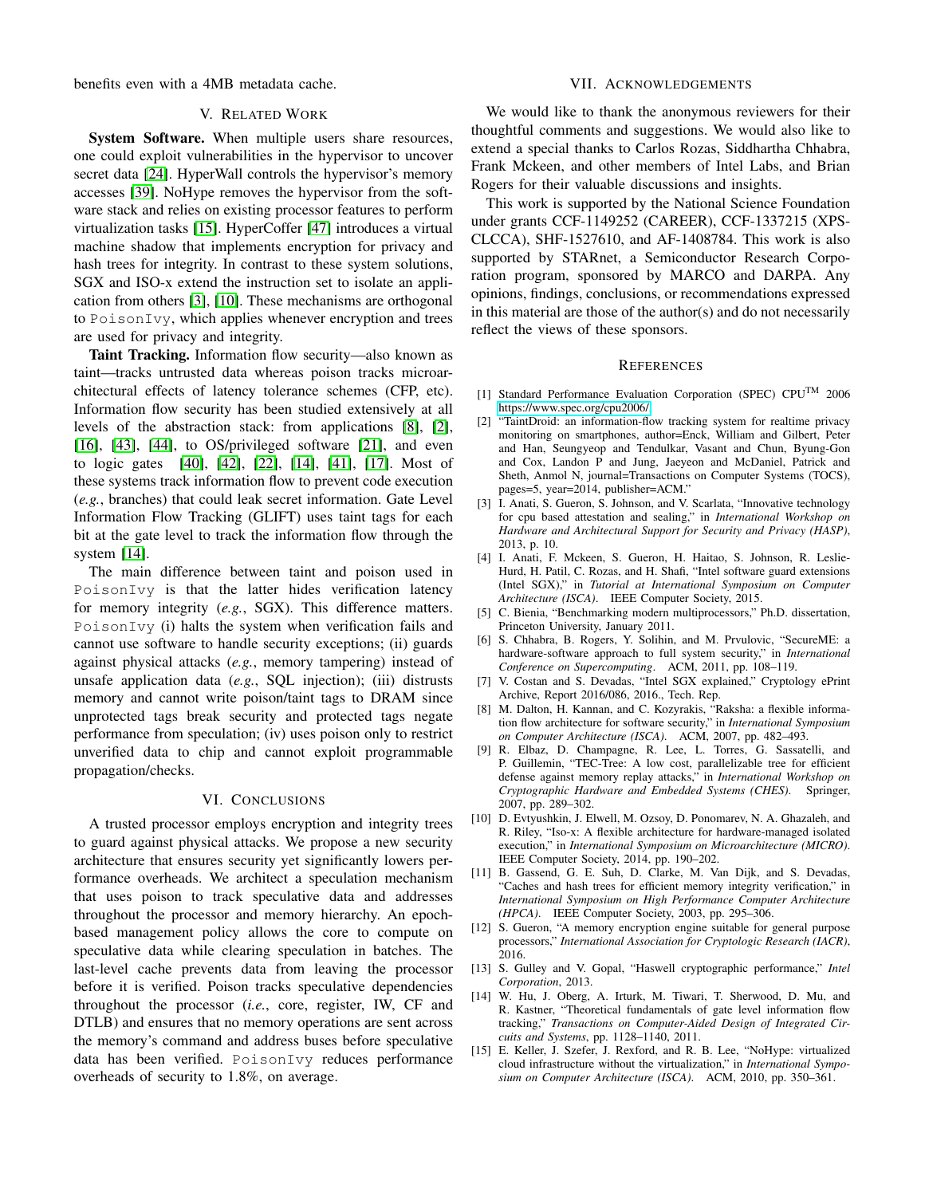benefits even with a 4MB metadata cache.

## V. Related Work

**System Software.** When multiple users share resources, one could exploit vulnerabilities in the hypervisor to uncover secret data [24]. HyperWall controls the hypervisor's memory accesses [39]. NoHype removes the hypervisor from the software stack and relies on existing processor features to perform virtualization tasks [15]. HyperCoffer [47] introduces a virtual machine shadow that implements encryption for privacy and hash trees for integrity. In contrast to these system solutions, SGX and ISO-x extend the instruction set to isolate an application from others [3], [10]. These mechanisms are orthogonal to `PoisonIvy`, which applies whenever encryption and trees are used for privacy and integrity.

**Taint Tracking.** Information flow security—also known as taint—tracks untrusted data whereas poison tracks microarchitectural effects of latency tolerance schemes (CFP, etc). Information flow security has been studied extensively at all levels of the abstraction stack: from applications [8], [2], [16], [43], [44], to OS/privileged software [21], and even to logic gates [40], [42], [22], [14], [41], [17]. Most of these systems track information flow to prevent code execution (*e.g.*, branches) that could leak secret information. Gate Level Information Flow Tracking (GLIFT) uses taint tags for each bit at the gate level to track the information flow through the system [14].

The main difference between taint and poison used in `PoisonIvy` is that the latter hides verification latency for memory integrity (*e.g.*, SGX). This difference matters. `PoisonIvy` (i) halts the system when verification fails and cannot use software to handle security exceptions; (ii) guards against physical attacks (*e.g.*, memory tampering) instead of unsafe application data (*e.g.*, SQL injection); (iii) distrusts memory and cannot write poison/taint tags to DRAM since unprotected tags break security and protected tags negate performance from speculation; (iv) uses poison only to restrict unverified data to chip and cannot exploit programmable propagation/checks.

## VI. Conclusions

A trusted processor employs encryption and integrity trees to guard against physical attacks. We propose a new security architecture that ensures security yet significantly lowers performance overheads. We architect a speculation mechanism that uses poison to track speculative data and addresses throughout the processor and memory hierarchy. An epoch-based management policy allows the core to compute on speculative data while clearing speculation in batches. The last-level cache prevents data from leaving the processor before it is verified. Poison tracks speculative dependencies throughout the processor (*i.e.*, core, register, IW, CF and DTLB) and ensures that no memory operations are sent across the memory's command and address buses before speculative data has been verified. `PoisonIvy` reduces performance overheads of security to 1.8%, on average.

## VII. Acknowledgements

We would like to thank the anonymous reviewers for their thoughtful comments and suggestions. We would also like to extend a special thanks to Carlos Rozas, Siddhartha Chhabra, Frank Mckeen, and other members of Intel Labs, and Brian Rogers for their valuable discussions and insights.

This work is supported by the National Science Foundation under grants CCF-1149252 (CAREER), CCF-1337215 (XPS-CLCCA), SHF-1527610, and AF-1408784. This work is also supported by STARnet, a Semiconductor Research Corporation program, sponsored by MARCO and DARPA. Any opinions, findings, conclusions, or recommendations expressed in this material are those of the author(s) and do not necessarily reflect the views of these sponsors.

## References

[1] Standard Performance Evaluation Corporation (SPEC) CPU™ 2006 https://www.spec.org/cpu2006/.

[2] "TaintDroid: an information-flow tracking system for realtime privacy monitoring on smartphones, author=Enck, William and Gilbert, Peter and Han, Seungyeop and Tendulkar, Vasant and Chun, Byung-Gon and Cox, Landon P and Jung, Jaeyeon and McDaniel, Patrick and Sheth, Anmol N, journal=Transactions on Computer Systems (TOCS), pages=5, year=2014, publisher=ACM."

[3] I. Anati, S. Gueron, S. Johnson, and V. Scarlata, "Innovative technology for cpu based attestation and sealing," in *International Workshop on Hardware and Architectural Support for Security and Privacy (HASP)*, 2013, p. 10.

[4] I. Anati, F. Mckeen, S. Gueron, H. Haitao, S. Johnson, R. Leslie-Hurd, H. Patil, C. Rozas, and H. Shafi, "Intel software guard extensions (Intel SGX)," in *Tutorial at International Symposium on Computer Architecture (ISCA)*. IEEE Computer Society, 2015.

[5] C. Bienia, "Benchmarking modern multiprocessors," Ph.D. dissertation, Princeton University, January 2011.

[6] S. Chhabra, B. Rogers, Y. Solihin, and M. Prvulovic, "SecureME: a hardware-software approach to full system security," in *International Conference on Supercomputing*. ACM, 2011, pp. 108–119.

[7] V. Costan and S. Devadas, "Intel SGX explained," Cryptology ePrint Archive, Report 2016/086, 2016., Tech. Rep.

[8] M. Dalton, H. Kannan, and C. Kozyrakis, "Raksha: a flexible information flow architecture for software security," in *International Symposium on Computer Architecture (ISCA)*. ACM, 2007, pp. 482–493.

[9] R. Elbaz, D. Champagne, R. Lee, L. Torres, G. Sassatelli, and P. Guillemin, "TEC-Tree: A low cost, parallelizable tree for efficient defense against memory replay attacks," in *International Workshop on Cryptographic Hardware and Embedded Systems (CHES)*. Springer, 2007, pp. 289–302.

[10] D. Evtyushkin, J. Elwell, M. Ozsoy, D. Ponomarev, N. A. Ghazaleh, and R. Riley, "Iso-x: A flexible architecture for hardware-managed isolated execution," in *International Symposium on Microarchitecture (MICRO)*. IEEE Computer Society, 2014, pp. 190–202.

[11] B. Gassend, G. E. Suh, D. Clarke, M. Van Dijk, and S. Devadas, "Caches and hash trees for efficient memory integrity verification," in *International Symposium on High Performance Computer Architecture (HPCA)*. IEEE Computer Society, 2003, pp. 295–306.

[12] S. Gueron, "A memory encryption engine suitable for general purpose processors," *International Association for Cryptologic Research (IACR)*, 2016.

[13] S. Gulley and V. Gopal, "Haswell cryptographic performance," *Intel Corporation*, 2013.

[14] W. Hu, J. Oberg, A. Irturk, M. Tiwari, T. Sherwood, D. Mu, and R. Kastner, "Theoretical fundamentals of gate level information flow tracking," *Transactions on Computer-Aided Design of Integrated Circuits and Systems*, pp. 1128–1140, 2011.

[15] E. Keller, J. Szefer, J. Rexford, and R. B. Lee, "NoHype: virtualized cloud infrastructure without the virtualization," in *International Symposium on Computer Architecture (ISCA)*. ACM, 2010, pp. 350–361.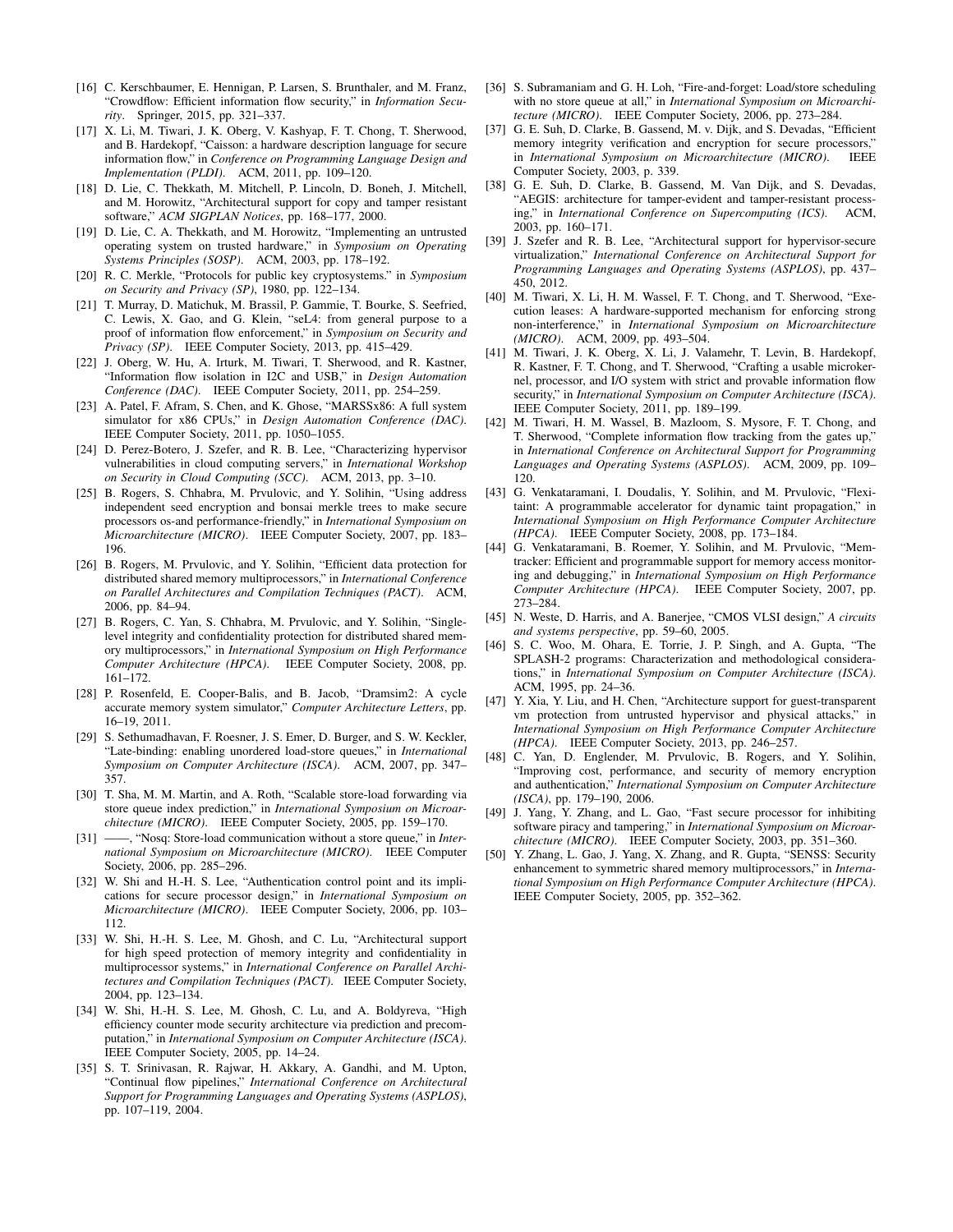[16] C. Kerschbaumer, E. Hennigan, P. Larsen, S. Brunthaler, and M. Franz, "Crowdflow: Efficient information flow security," in *Information Security*. Springer, 2015, pp. 321–337.

[17] X. Li, M. Tiwari, J. K. Oberg, V. Kashyap, F. T. Chong, T. Sherwood, and B. Hardekopf, "Caisson: a hardware description language for secure information flow," in *Conference on Programming Language Design and Implementation (PLDI)*. ACM, 2011, pp. 109–120.

[18] D. Lie, C. Thekkath, M. Mitchell, P. Lincoln, D. Boneh, J. Mitchell, and M. Horowitz, "Architectural support for copy and tamper resistant software," *ACM SIGPLAN Notices*, pp. 168–177, 2000.

[19] D. Lie, C. A. Thekkath, and M. Horowitz, "Implementing an untrusted operating system on trusted hardware," in *Symposium on Operating Systems Principles (SOSP)*. ACM, 2003, pp. 178–192.

[20] R. C. Merkle, "Protocols for public key cryptosystems." in *Symposium on Security and Privacy (SP)*, 1980, pp. 122–134.

[21] T. Murray, D. Matichuk, M. Brassil, P. Gammie, T. Bourke, S. Seefried, C. Lewis, X. Gao, and G. Klein, "seL4: from general purpose to a proof of information flow enforcement," in *Symposium on Security and Privacy (SP)*. IEEE Computer Society, 2013, pp. 415–429.

[22] J. Oberg, W. Hu, A. Irturk, M. Tiwari, T. Sherwood, and R. Kastner, "Information flow isolation in I2C and USB," in *Design Automation Conference (DAC)*. IEEE Computer Society, 2011, pp. 254–259.

[23] A. Patel, F. Afram, S. Chen, and K. Ghose, "MARSSx86: A full system simulator for x86 CPUs," in *Design Automation Conference (DAC)*. IEEE Computer Society, 2011, pp. 1050–1055.

[24] D. Perez-Botero, J. Szefer, and R. B. Lee, "Characterizing hypervisor vulnerabilities in cloud computing servers," in *International Workshop on Security in Cloud Computing (SCC)*. ACM, 2013, pp. 3–10.

[25] B. Rogers, S. Chhabra, M. Prvulovic, and Y. Solihin, "Using address independent seed encryption and bonsai merkle trees to make secure processors os-and performance-friendly," in *International Symposium on Microarchitecture (MICRO)*. IEEE Computer Society, 2007, pp. 183–196.

[26] B. Rogers, M. Prvulovic, and Y. Solihin, "Efficient data protection for distributed shared memory multiprocessors," in *International Conference on Parallel Architectures and Compilation Techniques (PACT)*. ACM, 2006, pp. 84–94.

[27] B. Rogers, C. Yan, S. Chhabra, M. Prvulovic, and Y. Solihin, "Single-level integrity and confidentiality protection for distributed shared memory multiprocessors," in *International Symposium on High Performance Computer Architecture (HPCA)*. IEEE Computer Society, 2008, pp. 161–172.

[28] P. Rosenfeld, E. Cooper-Balis, and B. Jacob, "Dramsim2: A cycle accurate memory system simulator," *Computer Architecture Letters*, pp. 16–19, 2011.

[29] S. Sethumadhavan, F. Roesner, J. S. Emer, D. Burger, and S. W. Keckler, "Late-binding: enabling unordered load-store queues," in *International Symposium on Computer Architecture (ISCA)*. ACM, 2007, pp. 347–357.

[30] T. Sha, M. M. Martin, and A. Roth, "Scalable store-load forwarding via store queue index prediction," in *International Symposium on Microarchitecture (MICRO)*. IEEE Computer Society, 2005, pp. 159–170.

[31] ——, "Nosq: Store-load communication without a store queue," in *International Symposium on Microarchitecture (MICRO)*. IEEE Computer Society, 2006, pp. 285–296.

[32] W. Shi and H.-H. S. Lee, "Authentication control point and its implications for secure processor design," in *International Symposium on Microarchitecture (MICRO)*. IEEE Computer Society, 2006, pp. 103–112.

[33] W. Shi, H.-H. S. Lee, M. Ghosh, and C. Lu, "Architectural support for high speed protection of memory integrity and confidentiality in multiprocessor systems," in *International Conference on Parallel Architectures and Compilation Techniques (PACT)*. IEEE Computer Society, 2004, pp. 123–134.

[34] W. Shi, H.-H. S. Lee, M. Ghosh, C. Lu, and A. Boldyreva, "High efficiency counter mode security architecture via prediction and precomputation," in *International Symposium on Computer Architecture (ISCA)*. IEEE Computer Society, 2005, pp. 14–24.

[35] S. T. Srinivasan, R. Rajwar, H. Akkary, A. Gandhi, and M. Upton, "Continual flow pipelines," *International Conference on Architectural Support for Programming Languages and Operating Systems (ASPLOS)*, pp. 107–119, 2004.

[36] S. Subramaniam and G. H. Loh, "Fire-and-forget: Load/store scheduling with no store queue at all," in *International Symposium on Microarchitecture (MICRO)*. IEEE Computer Society, 2006, pp. 273–284.

[37] G. E. Suh, D. Clarke, B. Gassend, M. v. Dijk, and S. Devadas, "Efficient memory integrity verification and encryption for secure processors," in *International Symposium on Microarchitecture (MICRO)*. IEEE Computer Society, 2003, p. 339.

[38] G. E. Suh, D. Clarke, B. Gassend, M. Van Dijk, and S. Devadas, "AEGIS: architecture for tamper-evident and tamper-resistant processing," in *International Conference on Supercomputing (ICS)*. ACM, 2003, pp. 160–171.

[39] J. Szefer and R. B. Lee, "Architectural support for hypervisor-secure virtualization," *International Conference on Architectural Support for Programming Languages and Operating Systems (ASPLOS)*, pp. 437–450, 2012.

[40] M. Tiwari, X. Li, H. M. Wassel, F. T. Chong, and T. Sherwood, "Execution leases: A hardware-supported mechanism for enforcing strong non-interference," in *International Symposium on Microarchitecture (MICRO)*. ACM, 2009, pp. 493–504.

[41] M. Tiwari, J. K. Oberg, X. Li, J. Valamehr, T. Levin, B. Hardekopf, R. Kastner, F. T. Chong, and T. Sherwood, "Crafting a usable microkernel, processor, and I/O system with strict and provable information flow security," in *International Symposium on Computer Architecture (ISCA)*. IEEE Computer Society, 2011, pp. 189–199.

[42] M. Tiwari, H. M. Wassel, B. Mazloom, S. Mysore, F. T. Chong, and T. Sherwood, "Complete information flow tracking from the gates up," in *International Conference on Architectural Support for Programming Languages and Operating Systems (ASPLOS)*. ACM, 2009, pp. 109–120.

[43] G. Venkataramani, I. Doudalis, Y. Solihin, and M. Prvulovic, "Flexitaint: A programmable accelerator for dynamic taint propagation," in *International Symposium on High Performance Computer Architecture (HPCA)*. IEEE Computer Society, 2008, pp. 173–184.

[44] G. Venkataramani, B. Roemer, Y. Solihin, and M. Prvulovic, "Memtracker: Efficient and programmable support for memory access monitoring and debugging," in *International Symposium on High Performance Computer Architecture (HPCA)*. IEEE Computer Society, 2007, pp. 273–284.

[45] N. Weste, D. Harris, and A. Banerjee, "CMOS VLSI design," *A circuits and systems perspective*, pp. 59–60, 2005.

[46] S. C. Woo, M. Ohara, E. Torrie, J. P. Singh, and A. Gupta, "The SPLASH-2 programs: Characterization and methodological considerations," in *International Symposium on Computer Architecture (ISCA)*. ACM, 1995, pp. 24–36.

[47] Y. Xia, Y. Liu, and H. Chen, "Architecture support for guest-transparent vm protection from untrusted hypervisor and physical attacks," in *International Symposium on High Performance Computer Architecture (HPCA)*. IEEE Computer Society, 2013, pp. 246–257.

[48] C. Yan, D. Englender, M. Prvulovic, B. Rogers, and Y. Solihin, "Improving cost, performance, and security of memory encryption and authentication," *International Symposium on Computer Architecture (ISCA)*, pp. 179–190, 2006.

[49] J. Yang, Y. Zhang, and L. Gao, "Fast secure processor for inhibiting software piracy and tampering," in *International Symposium on Microarchitecture (MICRO)*. IEEE Computer Society, 2003, pp. 351–360.

[50] Y. Zhang, L. Gao, J. Yang, X. Zhang, and R. Gupta, "SENSS: Security enhancement to symmetric shared memory multiprocessors," in *International Symposium on High Performance Computer Architecture (HPCA)*. IEEE Computer Society, 2005, pp. 352–362.